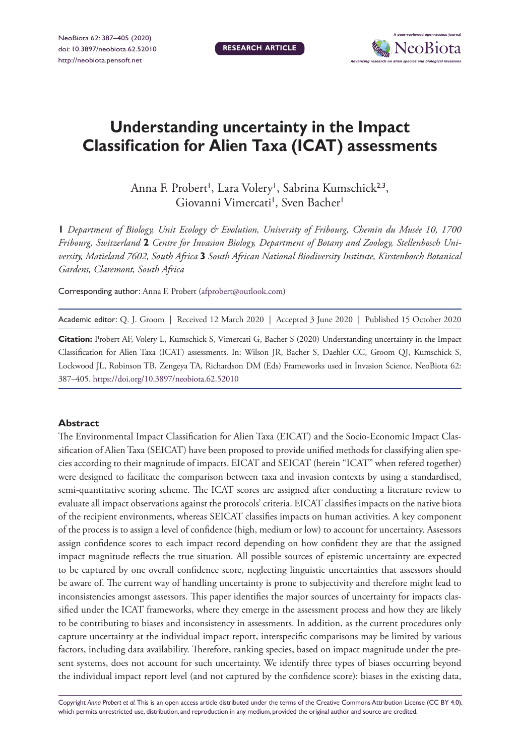RESEARCH ARTICLE

# Understanding uncertainty in the Impact Classification for Alien Taxa (ICAT) assessments

Anna F. Probert[1], Lara Volery[1], Sabrina Kumschick[2,3], Giovanni Vimercati[1], Sven Bacher[1]

**1** *Department of Biology, Unit Ecology & Evolution, University of Fribourg, Chemin du Musée 10, 1700 Fribourg, Switzerland* **2** *Centre for Invasion Biology, Department of Botany and Zoology, Stellenbosch University, Matieland 7602, South Africa* **3** *South African National Biodiversity Institute, Kirstenbosch Botanical Gardens, Claremont, South Africa*

Corresponding author: Anna F. Probert (afprobert@outlook.com)

Academic editor: Q. J. Groom | Received 12 March 2020 | Accepted 3 June 2020 | Published 15 October 2020

**Citation:** Probert AF, Volery L, Kumschick S, Vimercati G, Bacher S (2020) Understanding uncertainty in the Impact Classification for Alien Taxa (ICAT) assessments. In: Wilson JR, Bacher S, Daehler CC, Groom QJ, Kumschick S, Lockwood JL, Robinson TB, Zengeya TA, Richardson DM (Eds) Frameworks used in Invasion Science. NeoBiota 62: 387–405. https://doi.org/10.3897/neobiota.62.52010

## Abstract

The Environmental Impact Classification for Alien Taxa (EICAT) and the Socio-Economic Impact Classification of Alien Taxa (SEICAT) have been proposed to provide unified methods for classifying alien species according to their magnitude of impacts. EICAT and SEICAT (herein "ICAT" when refered together) were designed to facilitate the comparison between taxa and invasion contexts by using a standardised, semi-quantitative scoring scheme. The ICAT scores are assigned after conducting a literature review to evaluate all impact observations against the protocols' criteria. EICAT classifies impacts on the native biota of the recipient environments, whereas SEICAT classifies impacts on human activities. A key component of the process is to assign a level of confidence (high, medium or low) to account for uncertainty. Assessors assign confidence scores to each impact record depending on how confident they are that the assigned impact magnitude reflects the true situation. All possible sources of epistemic uncertainty are expected to be captured by one overall confidence score, neglecting linguistic uncertainties that assessors should be aware of. The current way of handling uncertainty is prone to subjectivity and therefore might lead to inconsistencies amongst assessors. This paper identifies the major sources of uncertainty for impacts classified under the ICAT frameworks, where they emerge in the assessment process and how they are likely to be contributing to biases and inconsistency in assessments. In addition, as the current procedures only capture uncertainty at the individual impact report, interspecific comparisons may be limited by various factors, including data availability. Therefore, ranking species, based on impact magnitude under the present systems, does not account for such uncertainty. We identify three types of biases occurring beyond the individual impact report level (and not captured by the confidence score): biases in the existing data,

Copyright *Anna Probert et al.* This is an open access article distributed under the terms of the Creative Commons Attribution License (CC BY 4.0), which permits unrestricted use, distribution, and reproduction in any medium, provided the original author and source are credited.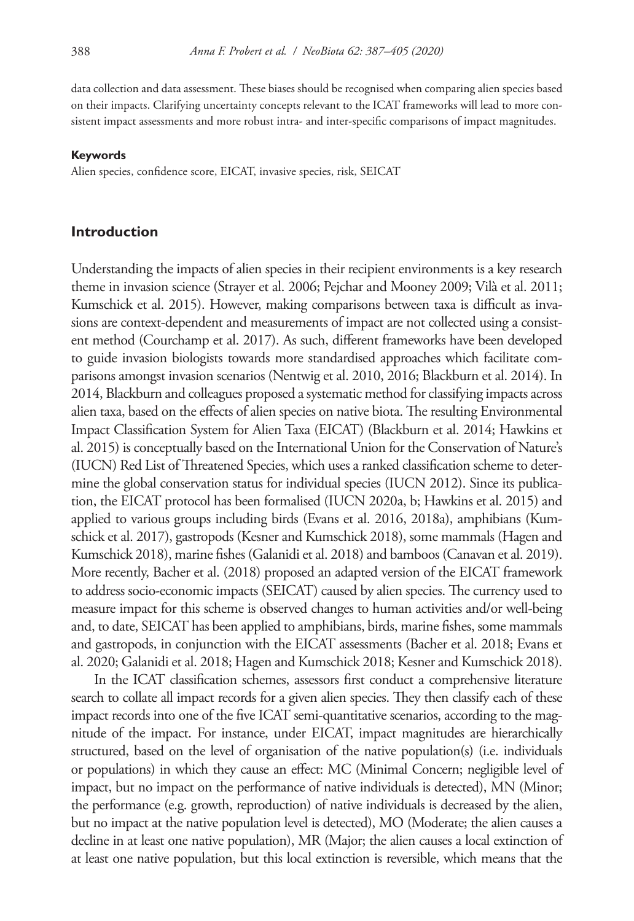data collection and data assessment. These biases should be recognised when comparing alien species based on their impacts. Clarifying uncertainty concepts relevant to the ICAT frameworks will lead to more consistent impact assessments and more robust intra- and inter-specific comparisons of impact magnitudes.

#### Keywords

Alien species, confidence score, EICAT, invasive species, risk, SEICAT

## Introduction

Understanding the impacts of alien species in their recipient environments is a key research theme in invasion science (Strayer et al. 2006; Pejchar and Mooney 2009; Vilà et al. 2011; Kumschick et al. 2015). However, making comparisons between taxa is difficult as invasions are context-dependent and measurements of impact are not collected using a consistent method (Courchamp et al. 2017). As such, different frameworks have been developed to guide invasion biologists towards more standardised approaches which facilitate comparisons amongst invasion scenarios (Nentwig et al. 2010, 2016; Blackburn et al. 2014). In 2014, Blackburn and colleagues proposed a systematic method for classifying impacts across alien taxa, based on the effects of alien species on native biota. The resulting Environmental Impact Classification System for Alien Taxa (EICAT) (Blackburn et al. 2014; Hawkins et al. 2015) is conceptually based on the International Union for the Conservation of Nature's (IUCN) Red List of Threatened Species, which uses a ranked classification scheme to determine the global conservation status for individual species (IUCN 2012). Since its publication, the EICAT protocol has been formalised (IUCN 2020a, b; Hawkins et al. 2015) and applied to various groups including birds (Evans et al. 2016, 2018a), amphibians (Kumschick et al. 2017), gastropods (Kesner and Kumschick 2018), some mammals (Hagen and Kumschick 2018), marine fishes (Galanidi et al. 2018) and bamboos (Canavan et al. 2019). More recently, Bacher et al. (2018) proposed an adapted version of the EICAT framework to address socio-economic impacts (SEICAT) caused by alien species. The currency used to measure impact for this scheme is observed changes to human activities and/or well-being and, to date, SEICAT has been applied to amphibians, birds, marine fishes, some mammals and gastropods, in conjunction with the EICAT assessments (Bacher et al. 2018; Evans et al. 2020; Galanidi et al. 2018; Hagen and Kumschick 2018; Kesner and Kumschick 2018).

In the ICAT classification schemes, assessors first conduct a comprehensive literature search to collate all impact records for a given alien species. They then classify each of these impact records into one of the five ICAT semi-quantitative scenarios, according to the magnitude of the impact. For instance, under EICAT, impact magnitudes are hierarchically structured, based on the level of organisation of the native population(s) (i.e. individuals or populations) in which they cause an effect: MC (Minimal Concern; negligible level of impact, but no impact on the performance of native individuals is detected), MN (Minor; the performance (e.g. growth, reproduction) of native individuals is decreased by the alien, but no impact at the native population level is detected), MO (Moderate; the alien causes a decline in at least one native population), MR (Major; the alien causes a local extinction of at least one native population, but this local extinction is reversible, which means that the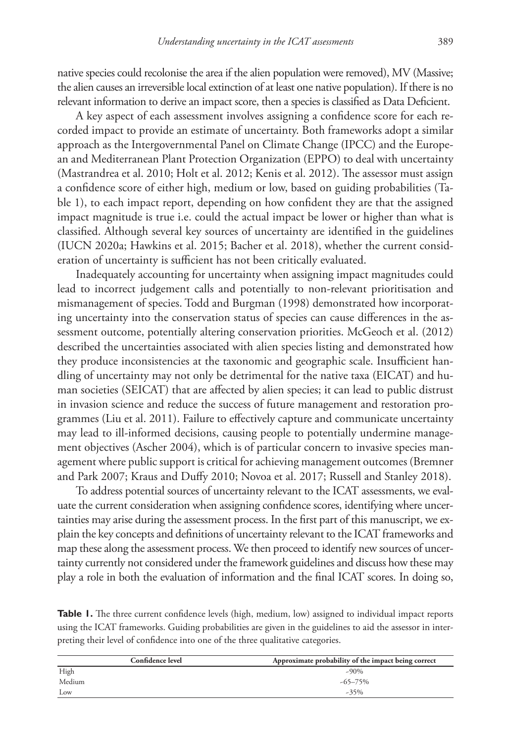native species could recolonise the area if the alien population were removed), MV (Massive; the alien causes an irreversible local extinction of at least one native population). If there is no relevant information to derive an impact score, then a species is classified as Data Deficient.

A key aspect of each assessment involves assigning a confidence score for each recorded impact to provide an estimate of uncertainty. Both frameworks adopt a similar approach as the Intergovernmental Panel on Climate Change (IPCC) and the European and Mediterranean Plant Protection Organization (EPPO) to deal with uncertainty (Mastrandrea et al. 2010; Holt et al. 2012; Kenis et al. 2012). The assessor must assign a confidence score of either high, medium or low, based on guiding probabilities (Table 1), to each impact report, depending on how confident they are that the assigned impact magnitude is true i.e. could the actual impact be lower or higher than what is classified. Although several key sources of uncertainty are identified in the guidelines (IUCN 2020a; Hawkins et al. 2015; Bacher et al. 2018), whether the current consideration of uncertainty is sufficient has not been critically evaluated.

Inadequately accounting for uncertainty when assigning impact magnitudes could lead to incorrect judgement calls and potentially to non-relevant prioritisation and mismanagement of species. Todd and Burgman (1998) demonstrated how incorporating uncertainty into the conservation status of species can cause differences in the assessment outcome, potentially altering conservation priorities. McGeoch et al. (2012) described the uncertainties associated with alien species listing and demonstrated how they produce inconsistencies at the taxonomic and geographic scale. Insufficient handling of uncertainty may not only be detrimental for the native taxa (EICAT) and human societies (SEICAT) that are affected by alien species; it can lead to public distrust in invasion science and reduce the success of future management and restoration programmes (Liu et al. 2011). Failure to effectively capture and communicate uncertainty may lead to ill-informed decisions, causing people to potentially undermine management objectives (Ascher 2004), which is of particular concern to invasive species management where public support is critical for achieving management outcomes (Bremner and Park 2007; Kraus and Duffy 2010; Novoa et al. 2017; Russell and Stanley 2018).

To address potential sources of uncertainty relevant to the ICAT assessments, we evaluate the current consideration when assigning confidence scores, identifying where uncertainties may arise during the assessment process. In the first part of this manuscript, we explain the key concepts and definitions of uncertainty relevant to the ICAT frameworks and map these along the assessment process. We then proceed to identify new sources of uncertainty currently not considered under the framework guidelines and discuss how these may play a role in both the evaluation of information and the final ICAT scores. In doing so,

**Table 1.** The three current confidence levels (high, medium, low) assigned to individual impact reports using the ICAT frameworks. Guiding probabilities are given in the guidelines to aid the assessor in interpreting their level of confidence into one of the three qualitative categories.

| Confidence level | Approximate probability of the impact being correct |
|---|---|
| High | ~90% |
| Medium | ~65–75% |
| Low | ~35% |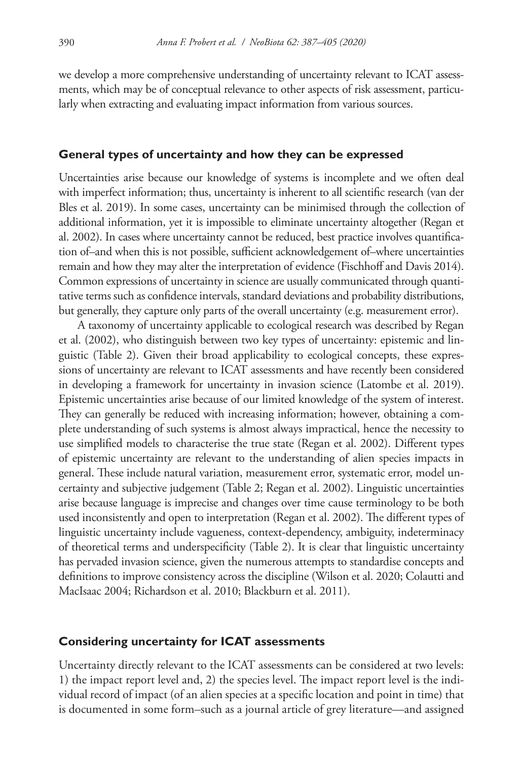we develop a more comprehensive understanding of uncertainty relevant to ICAT assessments, which may be of conceptual relevance to other aspects of risk assessment, particularly when extracting and evaluating impact information from various sources.

## General types of uncertainty and how they can be expressed

Uncertainties arise because our knowledge of systems is incomplete and we often deal with imperfect information; thus, uncertainty is inherent to all scientific research (van der Bles et al. 2019). In some cases, uncertainty can be minimised through the collection of additional information, yet it is impossible to eliminate uncertainty altogether (Regan et al. 2002). In cases where uncertainty cannot be reduced, best practice involves quantification of–and when this is not possible, sufficient acknowledgement of–where uncertainties remain and how they may alter the interpretation of evidence (Fischhoff and Davis 2014). Common expressions of uncertainty in science are usually communicated through quantitative terms such as confidence intervals, standard deviations and probability distributions, but generally, they capture only parts of the overall uncertainty (e.g. measurement error).

A taxonomy of uncertainty applicable to ecological research was described by Regan et al. (2002), who distinguish between two key types of uncertainty: epistemic and linguistic (Table 2). Given their broad applicability to ecological concepts, these expressions of uncertainty are relevant to ICAT assessments and have recently been considered in developing a framework for uncertainty in invasion science (Latombe et al. 2019). Epistemic uncertainties arise because of our limited knowledge of the system of interest. They can generally be reduced with increasing information; however, obtaining a complete understanding of such systems is almost always impractical, hence the necessity to use simplified models to characterise the true state (Regan et al. 2002). Different types of epistemic uncertainty are relevant to the understanding of alien species impacts in general. These include natural variation, measurement error, systematic error, model uncertainty and subjective judgement (Table 2; Regan et al. 2002). Linguistic uncertainties arise because language is imprecise and changes over time cause terminology to be both used inconsistently and open to interpretation (Regan et al. 2002). The different types of linguistic uncertainty include vagueness, context-dependency, ambiguity, indeterminacy of theoretical terms and underspecificity (Table 2). It is clear that linguistic uncertainty has pervaded invasion science, given the numerous attempts to standardise concepts and definitions to improve consistency across the discipline (Wilson et al. 2020; Colautti and MacIsaac 2004; Richardson et al. 2010; Blackburn et al. 2011).

## Considering uncertainty for ICAT assessments

Uncertainty directly relevant to the ICAT assessments can be considered at two levels: 1) the impact report level and, 2) the species level. The impact report level is the individual record of impact (of an alien species at a specific location and point in time) that is documented in some form–such as a journal article of grey literature—and assigned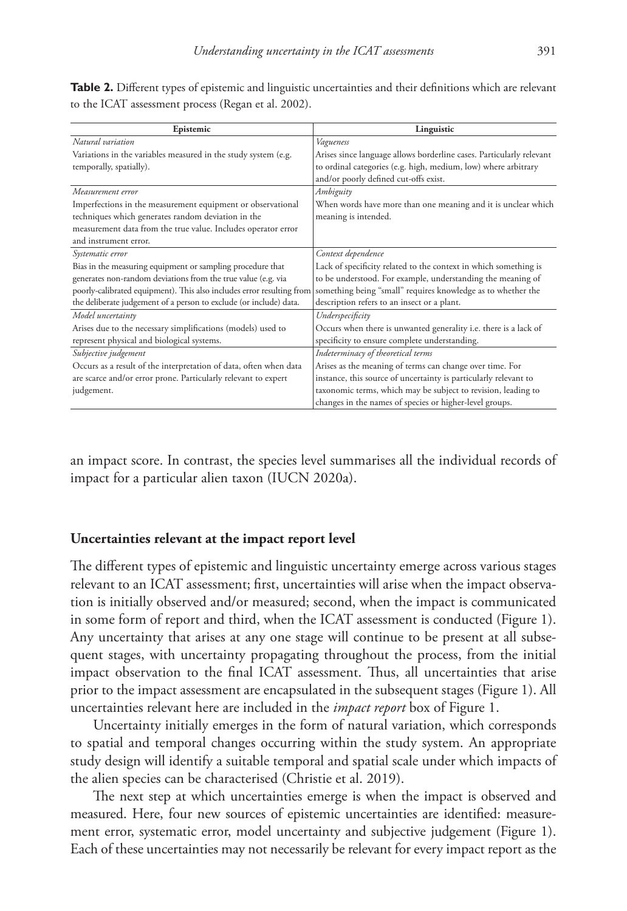**Table 2.** Different types of epistemic and linguistic uncertainties and their definitions which are relevant to the ICAT assessment process (Regan et al. 2002).

| Epistemic | Linguistic |
|---|---|
| *Natural variation*<br>Variations in the variables measured in the study system (e.g. temporally, spatially). | *Vagueness*<br>Arises since language allows borderline cases. Particularly relevant to ordinal categories (e.g. high, medium, low) where arbitrary and/or poorly defined cut-offs exist. |
| *Measurement error*<br>Imperfections in the measurement equipment or observational techniques which generates random deviation in the measurement data from the true value. Includes operator error and instrument error. | *Ambiguity*<br>When words have more than one meaning and it is unclear which meaning is intended. |
| *Systematic error*<br>Bias in the measuring equipment or sampling procedure that generates non-random deviations from the true value (e.g. via poorly-calibrated equipment). This also includes error resulting from the deliberate judgement of a person to exclude (or include) data. | *Context dependence*<br>Lack of specificity related to the context in which something is to be understood. For example, understanding the meaning of something being "small" requires knowledge as to whether the description refers to an insect or a plant. |
| *Model uncertainty*<br>Arises due to the necessary simplifications (models) used to represent physical and biological systems. | *Underspecificity*<br>Occurs when there is unwanted generality i.e. there is a lack of specificity to ensure complete understanding. |
| *Subjective judgement*<br>Occurs as a result of the interpretation of data, often when data are scarce and/or error prone. Particularly relevant to expert judgement. | *Indeterminacy of theoretical terms*<br>Arises as the meaning of terms can change over time. For instance, this source of uncertainty is particularly relevant to taxonomic terms, which may be subject to revision, leading to changes in the names of species or higher-level groups. |

an impact score. In contrast, the species level summarises all the individual records of impact for a particular alien taxon (IUCN 2020a).

### Uncertainties relevant at the impact report level

The different types of epistemic and linguistic uncertainty emerge across various stages relevant to an ICAT assessment; first, uncertainties will arise when the impact observation is initially observed and/or measured; second, when the impact is communicated in some form of report and third, when the ICAT assessment is conducted (Figure 1). Any uncertainty that arises at any one stage will continue to be present at all subsequent stages, with uncertainty propagating throughout the process, from the initial impact observation to the final ICAT assessment. Thus, all uncertainties that arise prior to the impact assessment are encapsulated in the subsequent stages (Figure 1). All uncertainties relevant here are included in the *impact report* box of Figure 1.

Uncertainty initially emerges in the form of natural variation, which corresponds to spatial and temporal changes occurring within the study system. An appropriate study design will identify a suitable temporal and spatial scale under which impacts of the alien species can be characterised (Christie et al. 2019).

The next step at which uncertainties emerge is when the impact is observed and measured. Here, four new sources of epistemic uncertainties are identified: measurement error, systematic error, model uncertainty and subjective judgement (Figure 1). Each of these uncertainties may not necessarily be relevant for every impact report as the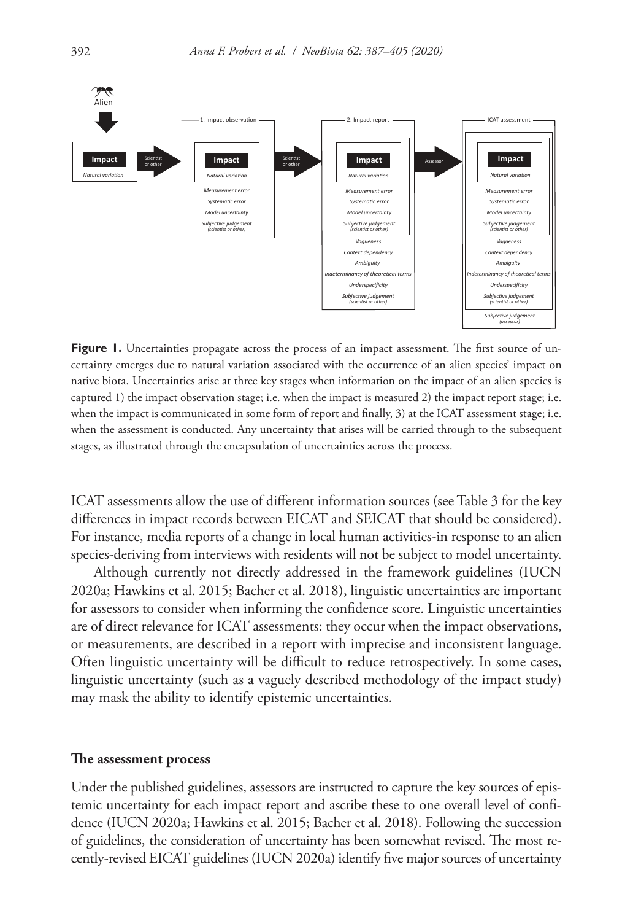**Figure 1.** Uncertainties propagate across the process of an impact assessment. The first source of uncertainty emerges due to natural variation associated with the occurrence of an alien species' impact on native biota. Uncertainties arise at three key stages when information on the impact of an alien species is captured 1) the impact observation stage; i.e. when the impact is measured 2) the impact report stage; i.e. when the impact is communicated in some form of report and finally, 3) at the ICAT assessment stage; i.e. when the assessment is conducted. Any uncertainty that arises will be carried through to the subsequent stages, as illustrated through the encapsulation of uncertainties across the process.

ICAT assessments allow the use of different information sources (see Table 3 for the key differences in impact records between EICAT and SEICAT that should be considered). For instance, media reports of a change in local human activities-in response to an alien species-deriving from interviews with residents will not be subject to model uncertainty.

Although currently not directly addressed in the framework guidelines (IUCN 2020a; Hawkins et al. 2015; Bacher et al. 2018), linguistic uncertainties are important for assessors to consider when informing the confidence score. Linguistic uncertainties are of direct relevance for ICAT assessments: they occur when the impact observations, or measurements, are described in a report with imprecise and inconsistent language. Often linguistic uncertainty will be difficult to reduce retrospectively. In some cases, linguistic uncertainty (such as a vaguely described methodology of the impact study) may mask the ability to identify epistemic uncertainties.

## The assessment process

Under the published guidelines, assessors are instructed to capture the key sources of epistemic uncertainty for each impact report and ascribe these to one overall level of confidence (IUCN 2020a; Hawkins et al. 2015; Bacher et al. 2018). Following the succession of guidelines, the consideration of uncertainty has been somewhat revised. The most recently-revised EICAT guidelines (IUCN 2020a) identify five major sources of uncertainty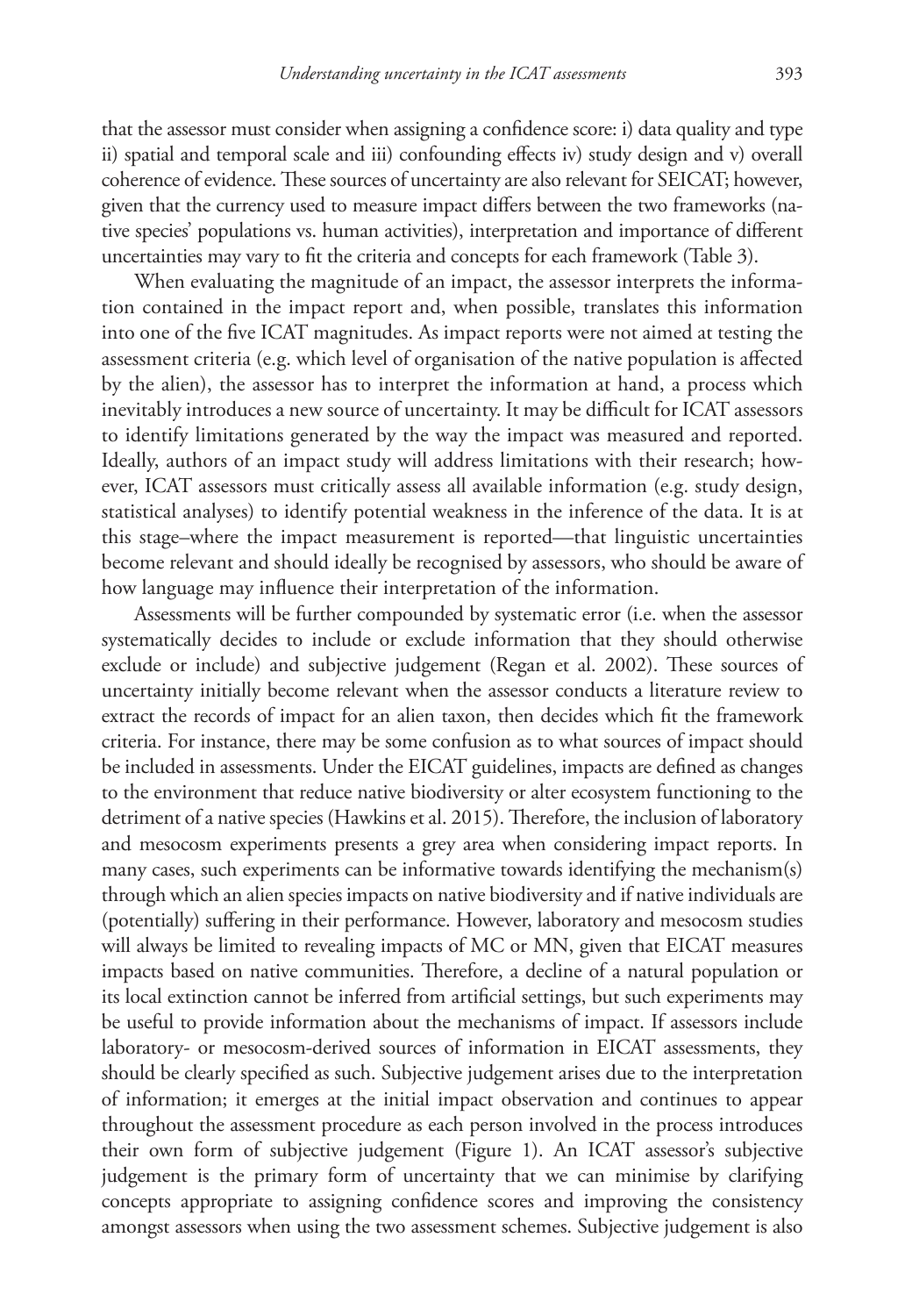that the assessor must consider when assigning a confidence score: i) data quality and type ii) spatial and temporal scale and iii) confounding effects iv) study design and v) overall coherence of evidence. These sources of uncertainty are also relevant for SEICAT; however, given that the currency used to measure impact differs between the two frameworks (native species' populations vs. human activities), interpretation and importance of different uncertainties may vary to fit the criteria and concepts for each framework (Table 3).

When evaluating the magnitude of an impact, the assessor interprets the information contained in the impact report and, when possible, translates this information into one of the five ICAT magnitudes. As impact reports were not aimed at testing the assessment criteria (e.g. which level of organisation of the native population is affected by the alien), the assessor has to interpret the information at hand, a process which inevitably introduces a new source of uncertainty. It may be difficult for ICAT assessors to identify limitations generated by the way the impact was measured and reported. Ideally, authors of an impact study will address limitations with their research; however, ICAT assessors must critically assess all available information (e.g. study design, statistical analyses) to identify potential weakness in the inference of the data. It is at this stage–where the impact measurement is reported—that linguistic uncertainties become relevant and should ideally be recognised by assessors, who should be aware of how language may influence their interpretation of the information.

Assessments will be further compounded by systematic error (i.e. when the assessor systematically decides to include or exclude information that they should otherwise exclude or include) and subjective judgement (Regan et al. 2002). These sources of uncertainty initially become relevant when the assessor conducts a literature review to extract the records of impact for an alien taxon, then decides which fit the framework criteria. For instance, there may be some confusion as to what sources of impact should be included in assessments. Under the EICAT guidelines, impacts are defined as changes to the environment that reduce native biodiversity or alter ecosystem functioning to the detriment of a native species (Hawkins et al. 2015). Therefore, the inclusion of laboratory and mesocosm experiments presents a grey area when considering impact reports. In many cases, such experiments can be informative towards identifying the mechanism(s) through which an alien species impacts on native biodiversity and if native individuals are (potentially) suffering in their performance. However, laboratory and mesocosm studies will always be limited to revealing impacts of MC or MN, given that EICAT measures impacts based on native communities. Therefore, a decline of a natural population or its local extinction cannot be inferred from artificial settings, but such experiments may be useful to provide information about the mechanisms of impact. If assessors include laboratory- or mesocosm-derived sources of information in EICAT assessments, they should be clearly specified as such. Subjective judgement arises due to the interpretation of information; it emerges at the initial impact observation and continues to appear throughout the assessment procedure as each person involved in the process introduces their own form of subjective judgement (Figure 1). An ICAT assessor's subjective judgement is the primary form of uncertainty that we can minimise by clarifying concepts appropriate to assigning confidence scores and improving the consistency amongst assessors when using the two assessment schemes. Subjective judgement is also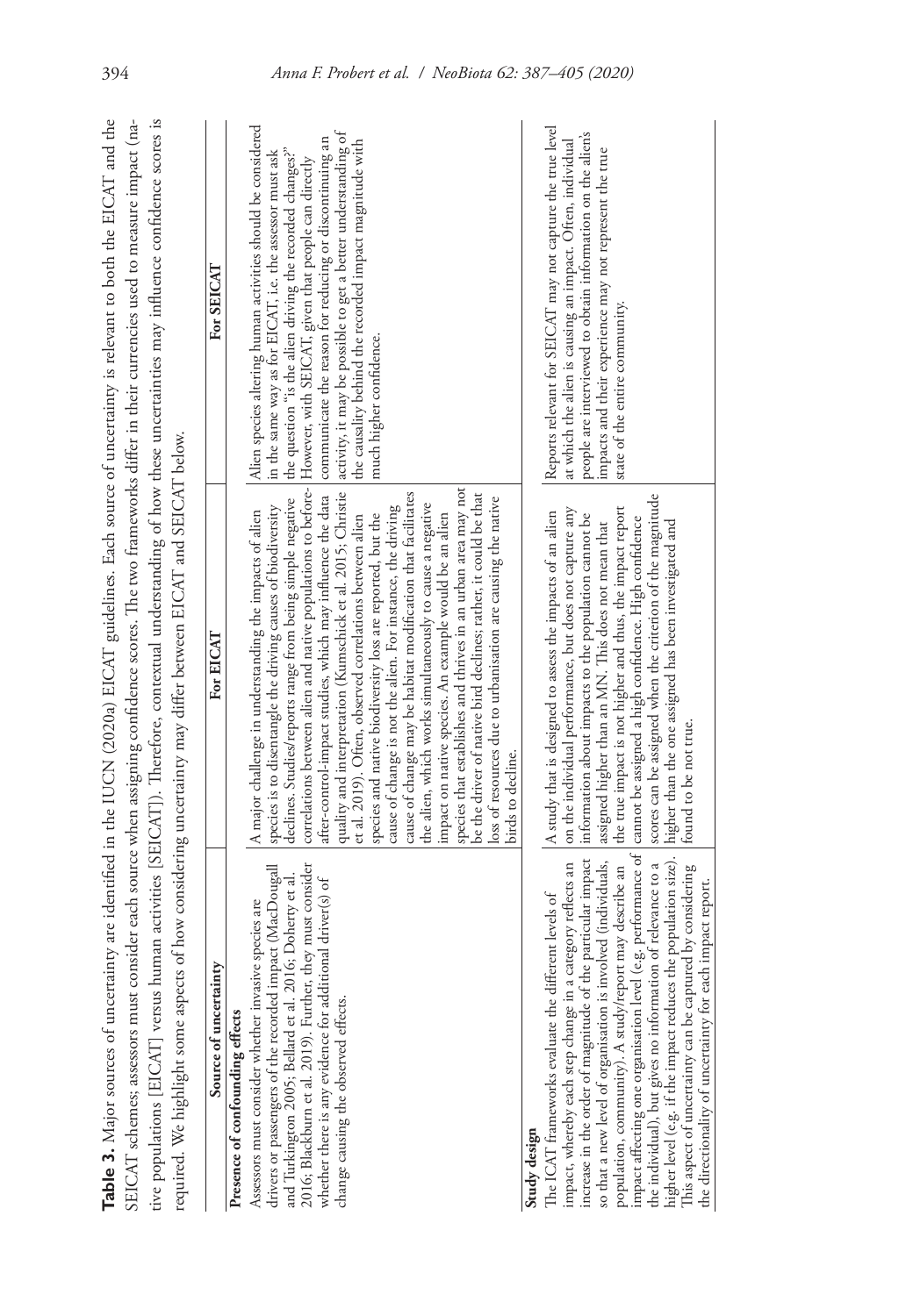**Table 3.** Major sources of uncertainty are identified in the IUCN (2020a) EICAT guidelines. Each source of uncertainty is relevant to both the EICAT and the SEICAT schemes; assessors must consider each source when assigning confidence scores. The two frameworks differ in their currencies used to measure impact (native populations [EICAT] versus human activities [SEICAT]). Therefore, contextual understanding of how these uncertainties may influence confidence scores is required. We highlight some aspects of how considering uncertainty may differ between EICAT and SEICAT below.

| Source of uncertainty | For EICAT | For SEICAT |
|---|---|---|
| **Presence of confounding effects** | | |
| Assessors must consider whether invasive species are drivers or passengers of the recorded impact (MacDougall and Turkington 2005; Bellard et al. 2016; Doherty et al. 2016; Blackburn et al. 2019). Further, they must consider whether there is any evidence for additional driver(s) of change causing the observed effects. | A major challenge in understanding the impacts of alien species is to disentangle the driving causes of biodiversity declines. Studies/reports range from being simple negative correlations between alien and native populations to before-after-control-impact studies, which may influence the data quality and interpretation (Kumschick et al. 2015; Christie et al. 2019). Often, observed correlations between alien species and native biodiversity loss are reported, but the cause of change is not the alien. For instance, the driving cause of change may be habitat modification that facilitates the alien, which works simultaneously to cause a negative impact on native species. An example would be an alien species that establishes and thrives in an urban area may not be the driver of native bird declines; rather, it could be that loss of resources due to urbanisation are causing the native birds to decline. | Alien species altering human activities should be considered in the same way as for EICAT, i.e. the assessor must ask the question "is the alien driving the recorded changes?" However, with SEICAT, given that people can directly communicate the reason for reducing or discontinuing an activity, it may be possible to get a better understanding of the causality behind the recorded impact magnitude with much higher confidence. |
| **Study design** | | |
| The ICAT frameworks evaluate the different levels of impact, whereby each step change in a category reflects an increase in the order of magnitude of the particular impact so that a new level of organisation is involved (individuals, population, community). A study/report may describe an impact affecting one organisation level (e.g. performance of the individual), but gives no information of relevance to a higher level (e.g. if the impact reduces the population size). This aspect of uncertainty can be captured by considering the directionality of uncertainty for each impact report. | A study that is designed to assess the impacts of an alien on the individual performance, but does not capture any information about impacts to the population cannot be assigned higher than an MN. This does not mean that the true impact is not higher and thus, the impact report cannot be assigned a high confidence. High confidence scores can be assigned when the criterion of the magnitude higher than the one assigned has been investigated and found to be not true. | Reports relevant for SEICAT may not capture the true level at which the alien is causing an impact. Often, individual people are interviewed to obtain information on the alien's impacts and their experience may not represent the true state of the entire community. |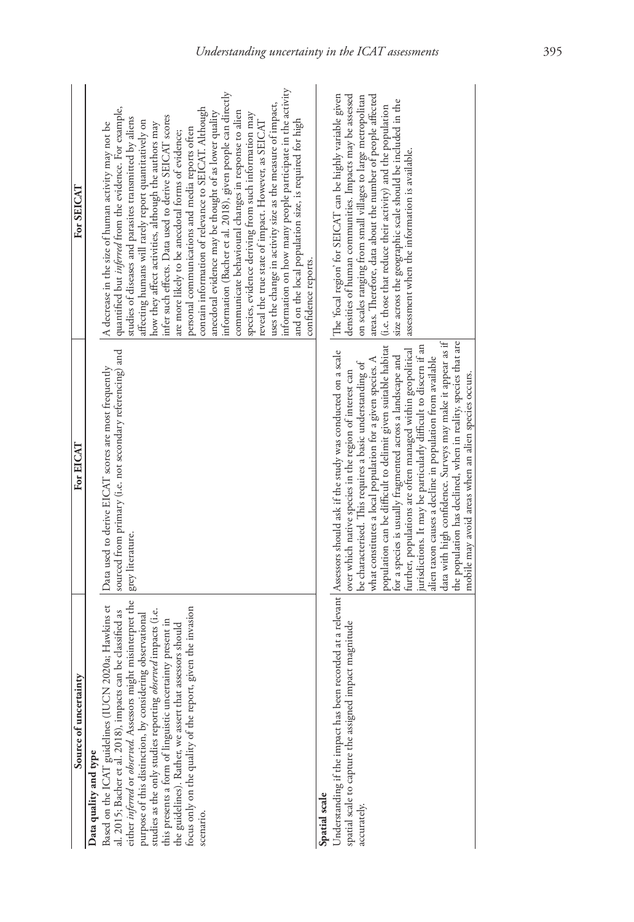| Source of uncertainty | For EICAT | For SEICAT |
|---|---|---|
| **Data quality and type** | | |
| Based on the ICAT guidelines (IUCN 2020a; Hawkins et al. 2015; Bacher et al. 2018), impacts can be classified as either *inferred* or *observed*. Assessors might misinterpret the purpose of this distinction, by considering observational studies as the only studies reporting *observed* impacts (i.e. this presents a form of linguistic uncertainty present in the guidelines). Rather, we assert that assessors should focus only on the quality of the report, given the invasion scenario. | Data used to derive EICAT scores are most frequently sourced from primary (i.e. not secondary referencing) and grey literature. | A decrease in the size of human activity may not be quantified but *inferred* from the evidence. For example, studies of diseases and parasites transmitted by aliens affecting humans will rarely report quantitatively on how they affect activities, although the authors may infer such effects. Data used to derive SEICAT scores are more likely to be anecdotal forms of evidence; personal communications and media reports often contain information of relevance to SEICAT. Although anecdotal evidence may be thought of as lower quality information (Bacher et al. 2018), given people can directly communicate behavioural changes in response to alien species, evidence deriving from such information may reveal the true state of impact. However, as SEICAT uses the change in activity size as the measure of impact, information on how many people participate in the activity and on the local population size, is required for high confidence reports. |
| **Spatial scale** | | |
| Understanding if the impact has been recorded at a relevant spatial scale to capture the assigned impact magnitude accurately. | Assessors should ask if the study was conducted on a scale over which native species in the region of interest can be characterised. This requires a basic understanding of what constitutes a local population for a given species. A population can be difficult to delimit given suitable habitat for a species is usually fragmented across a landscape and further, populations are often managed within geopolitical jurisdictions. It may be particularly difficult to discern if an alien taxon causes a decline in population from available data with high confidence. Surveys may make it appear as if the population has declined, when in reality, species that are mobile may avoid areas when an alien species occurs. | The 'focal region' for SEICAT can be highly variable given densities of human communities. Impacts may be assessed on scales ranging from small villages to large metropolitan areas. Therefore, data about the number of people affected (i.e. those that reduce their activity) and the population size across the geographic scale should be included in the assessment when the information is available. |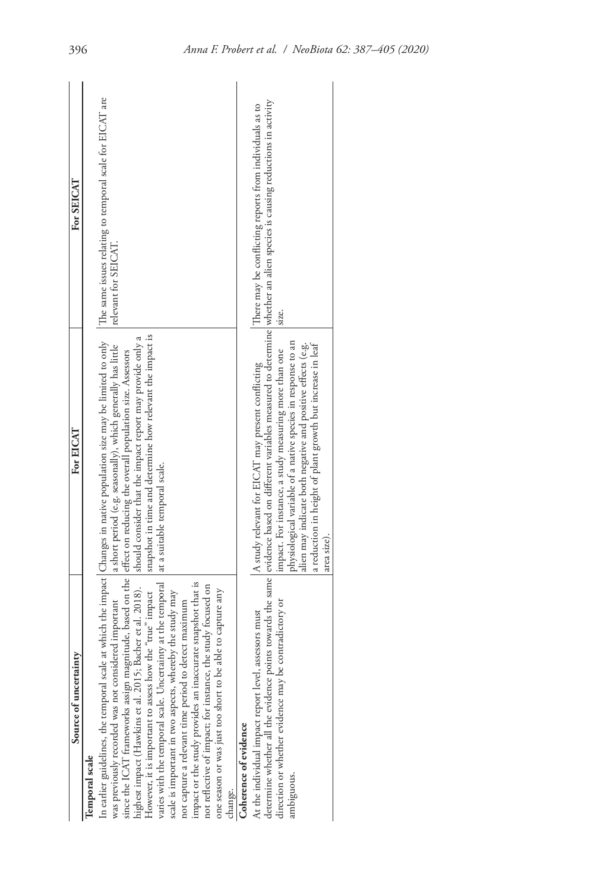| Source of uncertainty | For EICAT | For SEICAT |
|---|---|---|
| **Temporal scale** | | |
| In earlier guidelines, the temporal scale at which the impact was previously recorded was not considered important since the ICAT frameworks assign magnitude, based on the highest impact (Hawkins et al. 2015; Bacher et al. 2018). However, it is important to assess how the "true" impact varies with the temporal scale. Uncertainty at the temporal scale is important in two aspects, whereby the study may not capture a relevant time period to detect maximum impact or the study provides an inaccurate snapshot that is not reflective of impact; for instance, the study focused on one season or was just too short to be able to capture any change. | Changes in native population size may be limited to only a short period (e.g. seasonally), which generally has little effect on reducing the overall population size. Assessors should consider that the impact report may provide only a snapshot in time and determine how relevant the impact is at a suitable temporal scale. | The same issues relating to temporal scale for EICAT are relevant for SEICAT. |
| **Coherence of evidence** | | |
| At the individual impact report level, assessors must determine whether all the evidence points towards the same direction or whether evidence may be contradictory or ambiguous. | A study relevant for EICAT may present conflicting evidence based on different variables measured to determine impact. For instance, a study measuring more than one physiological variable of a native species in response to an alien may indicate both negative and positive effects (e.g. a reduction in height of plant growth but increase in leaf area size). | There may be conflicting reports from individuals as to whether an alien species is causing reductions in activity size. |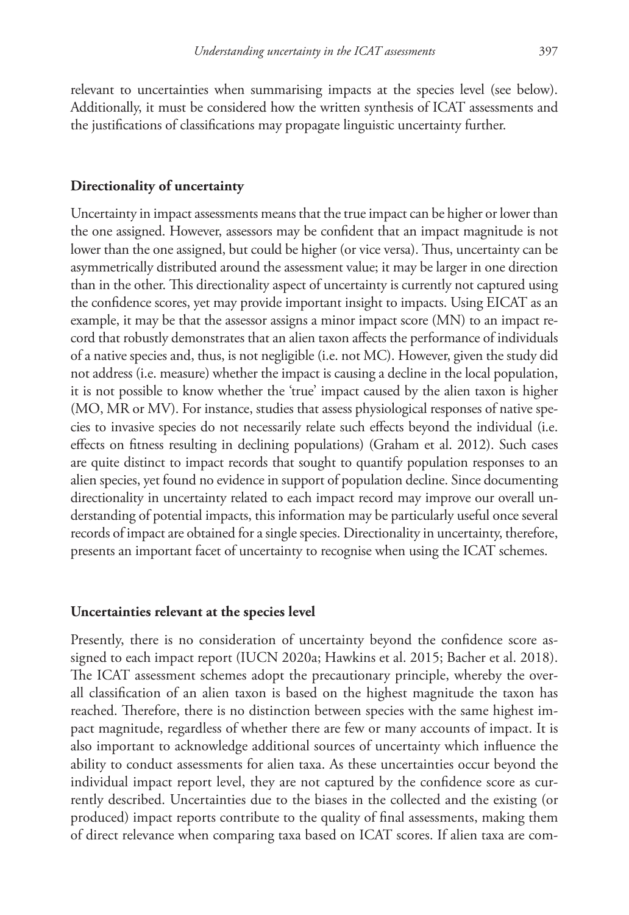relevant to uncertainties when summarising impacts at the species level (see below). Additionally, it must be considered how the written synthesis of ICAT assessments and the justifications of classifications may propagate linguistic uncertainty further.

### Directionality of uncertainty

Uncertainty in impact assessments means that the true impact can be higher or lower than the one assigned. However, assessors may be confident that an impact magnitude is not lower than the one assigned, but could be higher (or vice versa). Thus, uncertainty can be asymmetrically distributed around the assessment value; it may be larger in one direction than in the other. This directionality aspect of uncertainty is currently not captured using the confidence scores, yet may provide important insight to impacts. Using EICAT as an example, it may be that the assessor assigns a minor impact score (MN) to an impact record that robustly demonstrates that an alien taxon affects the performance of individuals of a native species and, thus, is not negligible (i.e. not MC). However, given the study did not address (i.e. measure) whether the impact is causing a decline in the local population, it is not possible to know whether the 'true' impact caused by the alien taxon is higher (MO, MR or MV). For instance, studies that assess physiological responses of native species to invasive species do not necessarily relate such effects beyond the individual (i.e. effects on fitness resulting in declining populations) (Graham et al. 2012). Such cases are quite distinct to impact records that sought to quantify population responses to an alien species, yet found no evidence in support of population decline. Since documenting directionality in uncertainty related to each impact record may improve our overall understanding of potential impacts, this information may be particularly useful once several records of impact are obtained for a single species. Directionality in uncertainty, therefore, presents an important facet of uncertainty to recognise when using the ICAT schemes.

### Uncertainties relevant at the species level

Presently, there is no consideration of uncertainty beyond the confidence score assigned to each impact report (IUCN 2020a; Hawkins et al. 2015; Bacher et al. 2018). The ICAT assessment schemes adopt the precautionary principle, whereby the overall classification of an alien taxon is based on the highest magnitude the taxon has reached. Therefore, there is no distinction between species with the same highest impact magnitude, regardless of whether there are few or many accounts of impact. It is also important to acknowledge additional sources of uncertainty which influence the ability to conduct assessments for alien taxa. As these uncertainties occur beyond the individual impact report level, they are not captured by the confidence score as currently described. Uncertainties due to the biases in the collected and the existing (or produced) impact reports contribute to the quality of final assessments, making them of direct relevance when comparing taxa based on ICAT scores. If alien taxa are com-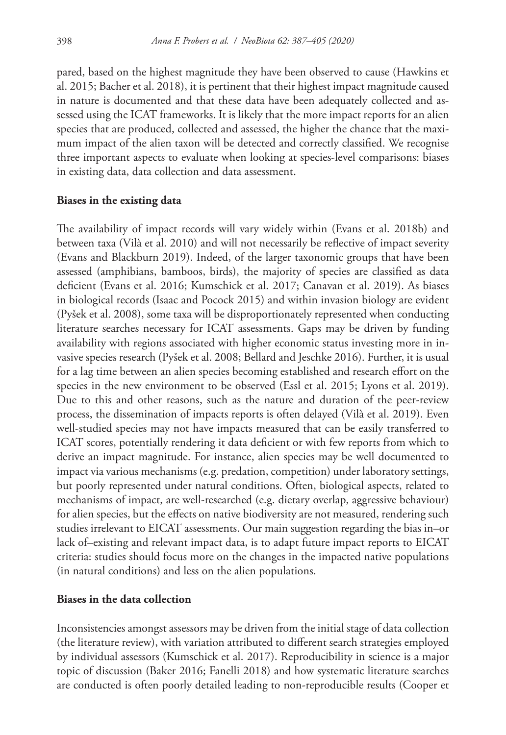pared, based on the highest magnitude they have been observed to cause (Hawkins et al. 2015; Bacher et al. 2018), it is pertinent that their highest impact magnitude caused in nature is documented and that these data have been adequately collected and assessed using the ICAT frameworks. It is likely that the more impact reports for an alien species that are produced, collected and assessed, the higher the chance that the maximum impact of the alien taxon will be detected and correctly classified. We recognise three important aspects to evaluate when looking at species-level comparisons: biases in existing data, data collection and data assessment.

**Biases in the existing data**

The availability of impact records will vary widely within (Evans et al. 2018b) and between taxa (Vilà et al. 2010) and will not necessarily be reflective of impact severity (Evans and Blackburn 2019). Indeed, of the larger taxonomic groups that have been assessed (amphibians, bamboos, birds), the majority of species are classified as data deficient (Evans et al. 2016; Kumschick et al. 2017; Canavan et al. 2019). As biases in biological records (Isaac and Pocock 2015) and within invasion biology are evident (Pyšek et al. 2008), some taxa will be disproportionately represented when conducting literature searches necessary for ICAT assessments. Gaps may be driven by funding availability with regions associated with higher economic status investing more in invasive species research (Pyšek et al. 2008; Bellard and Jeschke 2016). Further, it is usual for a lag time between an alien species becoming established and research effort on the species in the new environment to be observed (Essl et al. 2015; Lyons et al. 2019). Due to this and other reasons, such as the nature and duration of the peer-review process, the dissemination of impacts reports is often delayed (Vilà et al. 2019). Even well-studied species may not have impacts measured that can be easily transferred to ICAT scores, potentially rendering it data deficient or with few reports from which to derive an impact magnitude. For instance, alien species may be well documented to impact via various mechanisms (e.g. predation, competition) under laboratory settings, but poorly represented under natural conditions. Often, biological aspects, related to mechanisms of impact, are well-researched (e.g. dietary overlap, aggressive behaviour) for alien species, but the effects on native biodiversity are not measured, rendering such studies irrelevant to EICAT assessments. Our main suggestion regarding the bias in–or lack of–existing and relevant impact data, is to adapt future impact reports to EICAT criteria: studies should focus more on the changes in the impacted native populations (in natural conditions) and less on the alien populations.

**Biases in the data collection**

Inconsistencies amongst assessors may be driven from the initial stage of data collection (the literature review), with variation attributed to different search strategies employed by individual assessors (Kumschick et al. 2017). Reproducibility in science is a major topic of discussion (Baker 2016; Fanelli 2018) and how systematic literature searches are conducted is often poorly detailed leading to non-reproducible results (Cooper et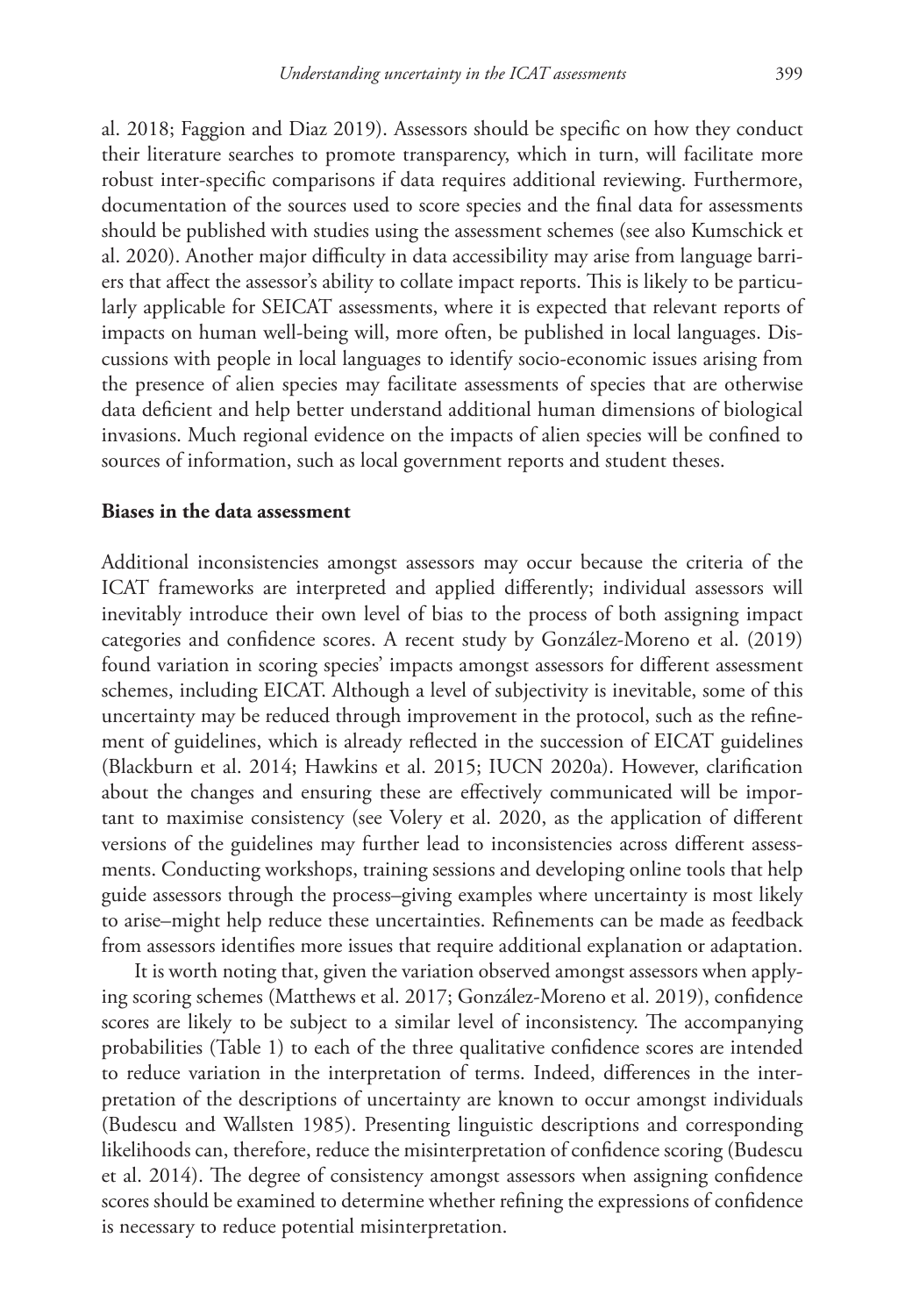al. 2018; Faggion and Diaz 2019). Assessors should be specific on how they conduct their literature searches to promote transparency, which in turn, will facilitate more robust inter-specific comparisons if data requires additional reviewing. Furthermore, documentation of the sources used to score species and the final data for assessments should be published with studies using the assessment schemes (see also Kumschick et al. 2020). Another major difficulty in data accessibility may arise from language barriers that affect the assessor's ability to collate impact reports. This is likely to be particularly applicable for SEICAT assessments, where it is expected that relevant reports of impacts on human well-being will, more often, be published in local languages. Discussions with people in local languages to identify socio-economic issues arising from the presence of alien species may facilitate assessments of species that are otherwise data deficient and help better understand additional human dimensions of biological invasions. Much regional evidence on the impacts of alien species will be confined to sources of information, such as local government reports and student theses.

### Biases in the data assessment

Additional inconsistencies amongst assessors may occur because the criteria of the ICAT frameworks are interpreted and applied differently; individual assessors will inevitably introduce their own level of bias to the process of both assigning impact categories and confidence scores. A recent study by González-Moreno et al. (2019) found variation in scoring species' impacts amongst assessors for different assessment schemes, including EICAT. Although a level of subjectivity is inevitable, some of this uncertainty may be reduced through improvement in the protocol, such as the refinement of guidelines, which is already reflected in the succession of EICAT guidelines (Blackburn et al. 2014; Hawkins et al. 2015; IUCN 2020a). However, clarification about the changes and ensuring these are effectively communicated will be important to maximise consistency (see Volery et al. 2020, as the application of different versions of the guidelines may further lead to inconsistencies across different assessments. Conducting workshops, training sessions and developing online tools that help guide assessors through the process–giving examples where uncertainty is most likely to arise–might help reduce these uncertainties. Refinements can be made as feedback from assessors identifies more issues that require additional explanation or adaptation.

It is worth noting that, given the variation observed amongst assessors when applying scoring schemes (Matthews et al. 2017; González-Moreno et al. 2019), confidence scores are likely to be subject to a similar level of inconsistency. The accompanying probabilities (Table 1) to each of the three qualitative confidence scores are intended to reduce variation in the interpretation of terms. Indeed, differences in the interpretation of the descriptions of uncertainty are known to occur amongst individuals (Budescu and Wallsten 1985). Presenting linguistic descriptions and corresponding likelihoods can, therefore, reduce the misinterpretation of confidence scoring (Budescu et al. 2014). The degree of consistency amongst assessors when assigning confidence scores should be examined to determine whether refining the expressions of confidence is necessary to reduce potential misinterpretation.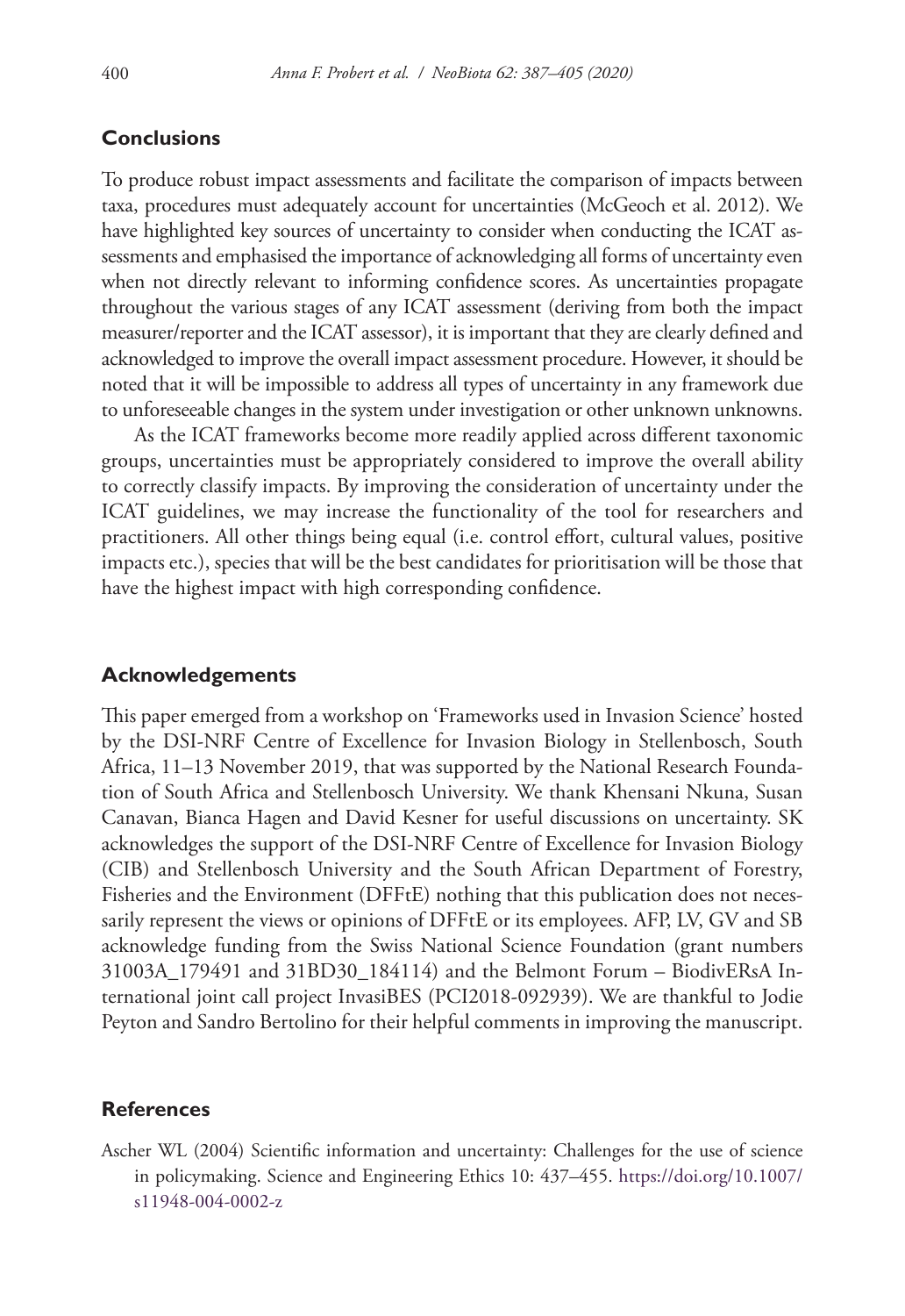## Conclusions

To produce robust impact assessments and facilitate the comparison of impacts between taxa, procedures must adequately account for uncertainties (McGeoch et al. 2012). We have highlighted key sources of uncertainty to consider when conducting the ICAT assessments and emphasised the importance of acknowledging all forms of uncertainty even when not directly relevant to informing confidence scores. As uncertainties propagate throughout the various stages of any ICAT assessment (deriving from both the impact measurer/reporter and the ICAT assessor), it is important that they are clearly defined and acknowledged to improve the overall impact assessment procedure. However, it should be noted that it will be impossible to address all types of uncertainty in any framework due to unforeseeable changes in the system under investigation or other unknown unknowns.

As the ICAT frameworks become more readily applied across different taxonomic groups, uncertainties must be appropriately considered to improve the overall ability to correctly classify impacts. By improving the consideration of uncertainty under the ICAT guidelines, we may increase the functionality of the tool for researchers and practitioners. All other things being equal (i.e. control effort, cultural values, positive impacts etc.), species that will be the best candidates for prioritisation will be those that have the highest impact with high corresponding confidence.

## Acknowledgements

This paper emerged from a workshop on 'Frameworks used in Invasion Science' hosted by the DSI-NRF Centre of Excellence for Invasion Biology in Stellenbosch, South Africa, 11–13 November 2019, that was supported by the National Research Foundation of South Africa and Stellenbosch University. We thank Khensani Nkuna, Susan Canavan, Bianca Hagen and David Kesner for useful discussions on uncertainty. SK acknowledges the support of the DSI-NRF Centre of Excellence for Invasion Biology (CIB) and Stellenbosch University and the South African Department of Forestry, Fisheries and the Environment (DFFtE) nothing that this publication does not necessarily represent the views or opinions of DFFtE or its employees. AFP, LV, GV and SB acknowledge funding from the Swiss National Science Foundation (grant numbers 31003A_179491 and 31BD30_184114) and the Belmont Forum – BiodivERsA International joint call project InvasiBES (PCI2018-092939). We are thankful to Jodie Peyton and Sandro Bertolino for their helpful comments in improving the manuscript.

## References

Ascher WL (2004) Scientific information and uncertainty: Challenges for the use of science in policymaking. Science and Engineering Ethics 10: 437–455. https://doi.org/10.1007/s11948-004-0002-z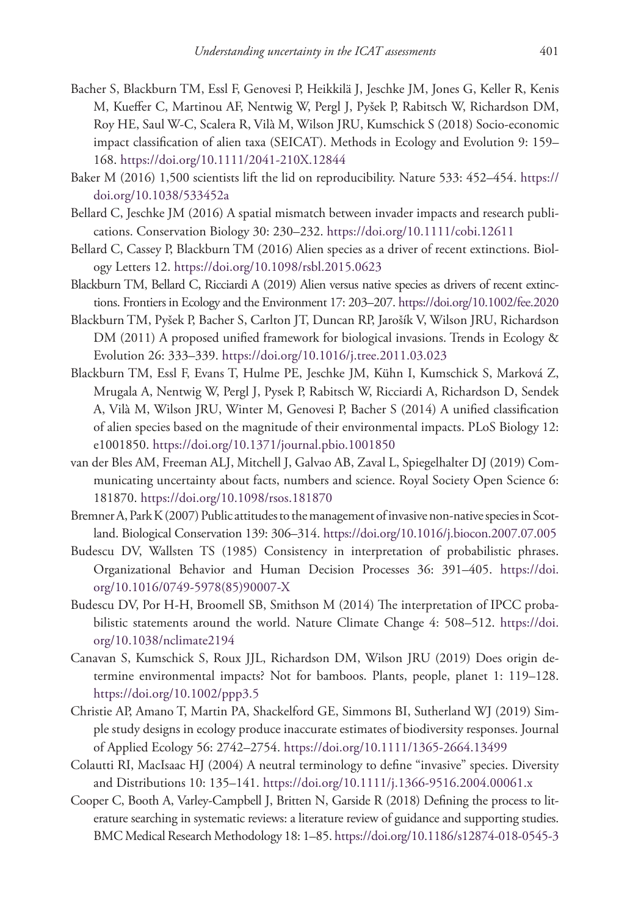Bacher S, Blackburn TM, Essl F, Genovesi P, Heikkilä J, Jeschke JM, Jones G, Keller R, Kenis M, Kueffer C, Martinou AF, Nentwig W, Pergl J, Pyšek P, Rabitsch W, Richardson DM, Roy HE, Saul W-C, Scalera R, Vilà M, Wilson JRU, Kumschick S (2018) Socio-economic impact classification of alien taxa (SEICAT). Methods in Ecology and Evolution 9: 159–168. https://doi.org/10.1111/2041-210X.12844

Baker M (2016) 1,500 scientists lift the lid on reproducibility. Nature 533: 452–454. https://doi.org/10.1038/533452a

Bellard C, Jeschke JM (2016) A spatial mismatch between invader impacts and research publications. Conservation Biology 30: 230–232. https://doi.org/10.1111/cobi.12611

Bellard C, Cassey P, Blackburn TM (2016) Alien species as a driver of recent extinctions. Biology Letters 12. https://doi.org/10.1098/rsbl.2015.0623

Blackburn TM, Bellard C, Ricciardi A (2019) Alien versus native species as drivers of recent extinctions. Frontiers in Ecology and the Environment 17: 203–207. https://doi.org/10.1002/fee.2020

Blackburn TM, Pyšek P, Bacher S, Carlton JT, Duncan RP, Jarošík V, Wilson JRU, Richardson DM (2011) A proposed unified framework for biological invasions. Trends in Ecology & Evolution 26: 333–339. https://doi.org/10.1016/j.tree.2011.03.023

Blackburn TM, Essl F, Evans T, Hulme PE, Jeschke JM, Kühn I, Kumschick S, Marková Z, Mrugala A, Nentwig W, Pergl J, Pysek P, Rabitsch W, Ricciardi A, Richardson D, Sendek A, Vilà M, Wilson JRU, Winter M, Genovesi P, Bacher S (2014) A unified classification of alien species based on the magnitude of their environmental impacts. PLoS Biology 12: e1001850. https://doi.org/10.1371/journal.pbio.1001850

van der Bles AM, Freeman ALJ, Mitchell J, Galvao AB, Zaval L, Spiegelhalter DJ (2019) Communicating uncertainty about facts, numbers and science. Royal Society Open Science 6: 181870. https://doi.org/10.1098/rsos.181870

Bremner A, Park K (2007) Public attitudes to the management of invasive non-native species in Scotland. Biological Conservation 139: 306–314. https://doi.org/10.1016/j.biocon.2007.07.005

Budescu DV, Wallsten TS (1985) Consistency in interpretation of probabilistic phrases. Organizational Behavior and Human Decision Processes 36: 391–405. https://doi.org/10.1016/0749-5978(85)90007-X

Budescu DV, Por H-H, Broomell SB, Smithson M (2014) The interpretation of IPCC probabilistic statements around the world. Nature Climate Change 4: 508–512. https://doi.org/10.1038/nclimate2194

Canavan S, Kumschick S, Roux JJL, Richardson DM, Wilson JRU (2019) Does origin determine environmental impacts? Not for bamboos. Plants, people, planet 1: 119–128. https://doi.org/10.1002/ppp3.5

Christie AP, Amano T, Martin PA, Shackelford GE, Simmons BI, Sutherland WJ (2019) Simple study designs in ecology produce inaccurate estimates of biodiversity responses. Journal of Applied Ecology 56: 2742–2754. https://doi.org/10.1111/1365-2664.13499

Colautti RI, MacIsaac HJ (2004) A neutral terminology to define "invasive" species. Diversity and Distributions 10: 135–141. https://doi.org/10.1111/j.1366-9516.2004.00061.x

Cooper C, Booth A, Varley-Campbell J, Britten N, Garside R (2018) Defining the process to literature searching in systematic reviews: a literature review of guidance and supporting studies. BMC Medical Research Methodology 18: 1–85. https://doi.org/10.1186/s12874-018-0545-3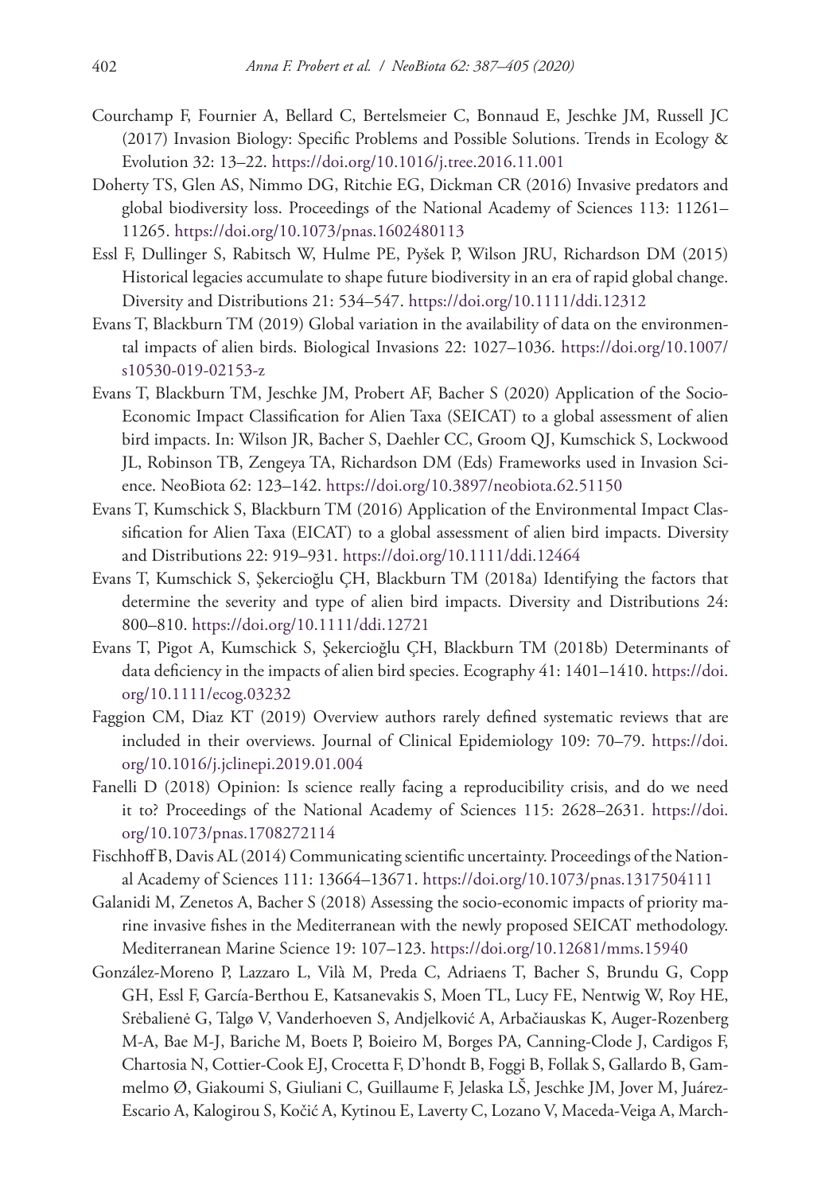Courchamp F, Fournier A, Bellard C, Bertelsmeier C, Bonnaud E, Jeschke JM, Russell JC (2017) Invasion Biology: Specific Problems and Possible Solutions. Trends in Ecology & Evolution 32: 13–22. https://doi.org/10.1016/j.tree.2016.11.001

Doherty TS, Glen AS, Nimmo DG, Ritchie EG, Dickman CR (2016) Invasive predators and global biodiversity loss. Proceedings of the National Academy of Sciences 113: 11261–11265. https://doi.org/10.1073/pnas.1602480113

Essl F, Dullinger S, Rabitsch W, Hulme PE, Pyšek P, Wilson JRU, Richardson DM (2015) Historical legacies accumulate to shape future biodiversity in an era of rapid global change. Diversity and Distributions 21: 534–547. https://doi.org/10.1111/ddi.12312

Evans T, Blackburn TM (2019) Global variation in the availability of data on the environmental impacts of alien birds. Biological Invasions 22: 1027–1036. https://doi.org/10.1007/s10530-019-02153-z

Evans T, Blackburn TM, Jeschke JM, Probert AF, Bacher S (2020) Application of the Socio-Economic Impact Classification for Alien Taxa (SEICAT) to a global assessment of alien bird impacts. In: Wilson JR, Bacher S, Daehler CC, Groom QJ, Kumschick S, Lockwood JL, Robinson TB, Zengeya TA, Richardson DM (Eds) Frameworks used in Invasion Science. NeoBiota 62: 123–142. https://doi.org/10.3897/neobiota.62.51150

Evans T, Kumschick S, Blackburn TM (2016) Application of the Environmental Impact Classification for Alien Taxa (EICAT) to a global assessment of alien bird impacts. Diversity and Distributions 22: 919–931. https://doi.org/10.1111/ddi.12464

Evans T, Kumschick S, Şekercioğlu ÇH, Blackburn TM (2018a) Identifying the factors that determine the severity and type of alien bird impacts. Diversity and Distributions 24: 800–810. https://doi.org/10.1111/ddi.12721

Evans T, Pigot A, Kumschick S, Şekercioğlu ÇH, Blackburn TM (2018b) Determinants of data deficiency in the impacts of alien bird species. Ecography 41: 1401–1410. https://doi.org/10.1111/ecog.03232

Faggion CM, Diaz KT (2019) Overview authors rarely defined systematic reviews that are included in their overviews. Journal of Clinical Epidemiology 109: 70–79. https://doi.org/10.1016/j.jclinepi.2019.01.004

Fanelli D (2018) Opinion: Is science really facing a reproducibility crisis, and do we need it to? Proceedings of the National Academy of Sciences 115: 2628–2631. https://doi.org/10.1073/pnas.1708272114

Fischhoff B, Davis AL (2014) Communicating scientific uncertainty. Proceedings of the National Academy of Sciences 111: 13664–13671. https://doi.org/10.1073/pnas.1317504111

Galanidi M, Zenetos A, Bacher S (2018) Assessing the socio-economic impacts of priority marine invasive fishes in the Mediterranean with the newly proposed SEICAT methodology. Mediterranean Marine Science 19: 107–123. https://doi.org/10.12681/mms.15940

González-Moreno P, Lazzaro L, Vilà M, Preda C, Adriaens T, Bacher S, Brundu G, Copp GH, Essl F, García-Berthou E, Katsanevakis S, Moen TL, Lucy FE, Nentwig W, Roy HE, Srėbalienė G, Talgø V, Vanderhoeven S, Andjelković A, Arbačiauskas K, Auger-Rozenberg M-A, Bae M-J, Bariche M, Boets P, Boieiro M, Borges PA, Canning-Clode J, Cardigos F, Chartosia N, Cottier-Cook EJ, Crocetta F, D'hondt B, Foggi B, Follak S, Gallardo B, Gammelmo Ø, Giakoumi S, Giuliani C, Guillaume F, Jelaska LŠ, Jeschke JM, Jover M, Juárez-Escario A, Kalogirou S, Kočić A, Kytinou E, Laverty C, Lozano V, Maceda-Veiga A, March-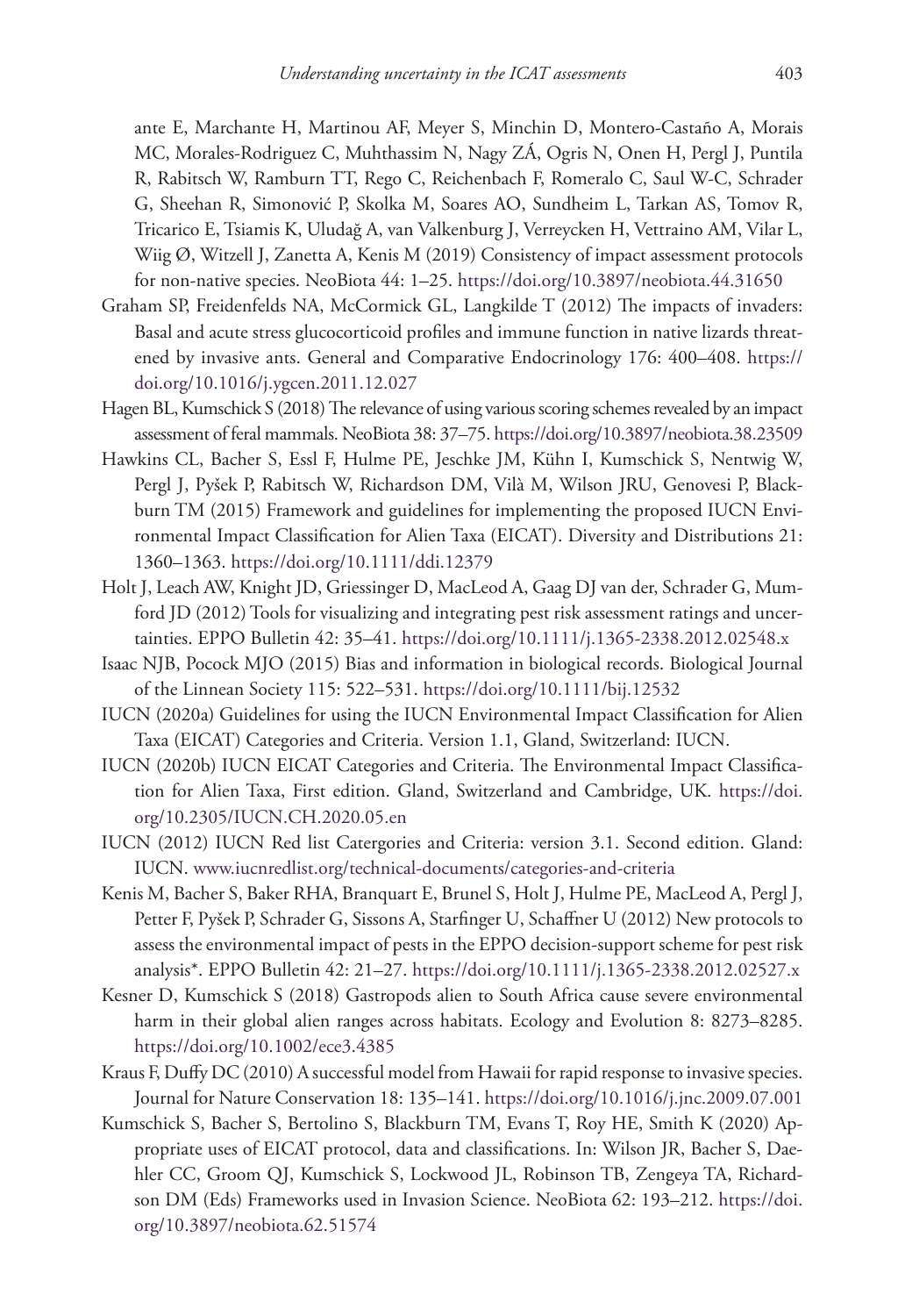ante E, Marchante H, Martinou AF, Meyer S, Minchin D, Montero-Castaño A, Morais MC, Morales-Rodriguez C, Muhthassim N, Nagy ZÁ, Ogris N, Onen H, Pergl J, Puntila R, Rabitsch W, Ramburn TT, Rego C, Reichenbach F, Romeralo C, Saul W-C, Schrader G, Sheehan R, Simonović P, Skolka M, Soares AO, Sundheim L, Tarkan AS, Tomov R, Tricarico E, Tsiamis K, Uludağ A, van Valkenburg J, Verreycken H, Vettraino AM, Vilar L, Wiig Ø, Witzell J, Zanetta A, Kenis M (2019) Consistency of impact assessment protocols for non-native species. NeoBiota 44: 1–25. https://doi.org/10.3897/neobiota.44.31650

Graham SP, Freidenfelds NA, McCormick GL, Langkilde T (2012) The impacts of invaders: Basal and acute stress glucocorticoid profiles and immune function in native lizards threatened by invasive ants. General and Comparative Endocrinology 176: 400–408. https://doi.org/10.1016/j.ygcen.2011.12.027

Hagen BL, Kumschick S (2018) The relevance of using various scoring schemes revealed by an impact assessment of feral mammals. NeoBiota 38: 37–75. https://doi.org/10.3897/neobiota.38.23509

Hawkins CL, Bacher S, Essl F, Hulme PE, Jeschke JM, Kühn I, Kumschick S, Nentwig W, Pergl J, Pyšek P, Rabitsch W, Richardson DM, Vilà M, Wilson JRU, Genovesi P, Blackburn TM (2015) Framework and guidelines for implementing the proposed IUCN Environmental Impact Classification for Alien Taxa (EICAT). Diversity and Distributions 21: 1360–1363. https://doi.org/10.1111/ddi.12379

Holt J, Leach AW, Knight JD, Griessinger D, MacLeod A, Gaag DJ van der, Schrader G, Mumford JD (2012) Tools for visualizing and integrating pest risk assessment ratings and uncertainties. EPPO Bulletin 42: 35–41. https://doi.org/10.1111/j.1365-2338.2012.02548.x

Isaac NJB, Pocock MJO (2015) Bias and information in biological records. Biological Journal of the Linnean Society 115: 522–531. https://doi.org/10.1111/bij.12532

IUCN (2020a) Guidelines for using the IUCN Environmental Impact Classification for Alien Taxa (EICAT) Categories and Criteria. Version 1.1, Gland, Switzerland: IUCN.

IUCN (2020b) IUCN EICAT Categories and Criteria. The Environmental Impact Classification for Alien Taxa, First edition. Gland, Switzerland and Cambridge, UK. https://doi.org/10.2305/IUCN.CH.2020.05.en

IUCN (2012) IUCN Red list Catergories and Criteria: version 3.1. Second edition. Gland: IUCN. www.iucnredlist.org/technical-documents/categories-and-criteria

Kenis M, Bacher S, Baker RHA, Branquart E, Brunel S, Holt J, Hulme PE, MacLeod A, Pergl J, Petter F, Pyšek P, Schrader G, Sissons A, Starfinger U, Schaffner U (2012) New protocols to assess the environmental impact of pests in the EPPO decision-support scheme for pest risk analysis*. EPPO Bulletin 42: 21–27. https://doi.org/10.1111/j.1365-2338.2012.02527.x

Kesner D, Kumschick S (2018) Gastropods alien to South Africa cause severe environmental harm in their global alien ranges across habitats. Ecology and Evolution 8: 8273–8285. https://doi.org/10.1002/ece3.4385

Kraus F, Duffy DC (2010) A successful model from Hawaii for rapid response to invasive species. Journal for Nature Conservation 18: 135–141. https://doi.org/10.1016/j.jnc.2009.07.001

Kumschick S, Bacher S, Bertolino S, Blackburn TM, Evans T, Roy HE, Smith K (2020) Appropriate uses of EICAT protocol, data and classifications. In: Wilson JR, Bacher S, Daehler CC, Groom QJ, Kumschick S, Lockwood JL, Robinson TB, Zengeya TA, Richardson DM (Eds) Frameworks used in Invasion Science. NeoBiota 62: 193–212. https://doi.org/10.3897/neobiota.62.51574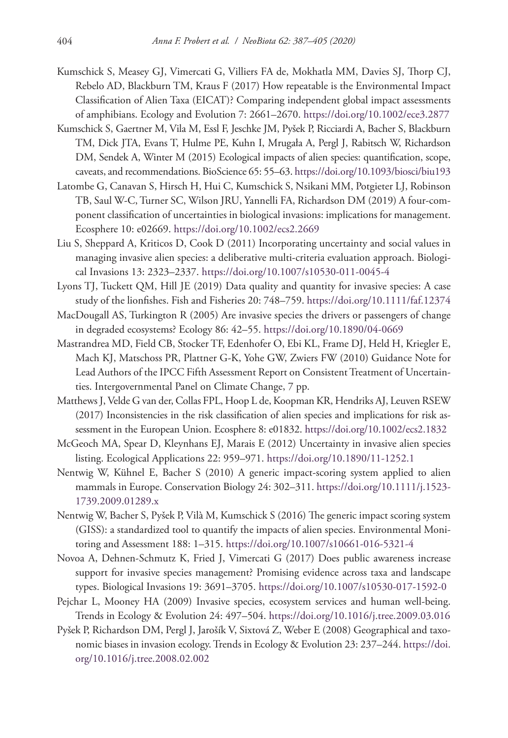Kumschick S, Measey GJ, Vimercati G, Villiers FA de, Mokhatla MM, Davies SJ, Thorp CJ, Rebelo AD, Blackburn TM, Kraus F (2017) How repeatable is the Environmental Impact Classification of Alien Taxa (EICAT)? Comparing independent global impact assessments of amphibians. Ecology and Evolution 7: 2661–2670. https://doi.org/10.1002/ece3.2877

Kumschick S, Gaertner M, Vila M, Essl F, Jeschke JM, Pyšek P, Ricciardi A, Bacher S, Blackburn TM, Dick JTA, Evans T, Hulme PE, Kuhn I, Mrugała A, Pergl J, Rabitsch W, Richardson DM, Sendek A, Winter M (2015) Ecological impacts of alien species: quantification, scope, caveats, and recommendations. BioScience 65: 55–63. https://doi.org/10.1093/biosci/biu193

Latombe G, Canavan S, Hirsch H, Hui C, Kumschick S, Nsikani MM, Potgieter LJ, Robinson TB, Saul W-C, Turner SC, Wilson JRU, Yannelli FA, Richardson DM (2019) A four-component classification of uncertainties in biological invasions: implications for management. Ecosphere 10: e02669. https://doi.org/10.1002/ecs2.2669

Liu S, Sheppard A, Kriticos D, Cook D (2011) Incorporating uncertainty and social values in managing invasive alien species: a deliberative multi-criteria evaluation approach. Biological Invasions 13: 2323–2337. https://doi.org/10.1007/s10530-011-0045-4

Lyons TJ, Tuckett QM, Hill JE (2019) Data quality and quantity for invasive species: A case study of the lionfishes. Fish and Fisheries 20: 748–759. https://doi.org/10.1111/faf.12374

MacDougall AS, Turkington R (2005) Are invasive species the drivers or passengers of change in degraded ecosystems? Ecology 86: 42–55. https://doi.org/10.1890/04-0669

Mastrandrea MD, Field CB, Stocker TF, Edenhofer O, Ebi KL, Frame DJ, Held H, Kriegler E, Mach KJ, Matschoss PR, Plattner G-K, Yohe GW, Zwiers FW (2010) Guidance Note for Lead Authors of the IPCC Fifth Assessment Report on Consistent Treatment of Uncertainties. Intergovernmental Panel on Climate Change, 7 pp.

Matthews J, Velde G van der, Collas FPL, Hoop L de, Koopman KR, Hendriks AJ, Leuven RSEW (2017) Inconsistencies in the risk classification of alien species and implications for risk assessment in the European Union. Ecosphere 8: e01832. https://doi.org/10.1002/ecs2.1832

McGeoch MA, Spear D, Kleynhans EJ, Marais E (2012) Uncertainty in invasive alien species listing. Ecological Applications 22: 959–971. https://doi.org/10.1890/11-1252.1

Nentwig W, Kühnel E, Bacher S (2010) A generic impact-scoring system applied to alien mammals in Europe. Conservation Biology 24: 302–311. https://doi.org/10.1111/j.1523-1739.2009.01289.x

Nentwig W, Bacher S, Pyšek P, Vilà M, Kumschick S (2016) The generic impact scoring system (GISS): a standardized tool to quantify the impacts of alien species. Environmental Monitoring and Assessment 188: 1–315. https://doi.org/10.1007/s10661-016-5321-4

Novoa A, Dehnen-Schmutz K, Fried J, Vimercati G (2017) Does public awareness increase support for invasive species management? Promising evidence across taxa and landscape types. Biological Invasions 19: 3691–3705. https://doi.org/10.1007/s10530-017-1592-0

Pejchar L, Mooney HA (2009) Invasive species, ecosystem services and human well-being. Trends in Ecology & Evolution 24: 497–504. https://doi.org/10.1016/j.tree.2009.03.016

Pyšek P, Richardson DM, Pergl J, Jarošík V, Sixtová Z, Weber E (2008) Geographical and taxonomic biases in invasion ecology. Trends in Ecology & Evolution 23: 237–244. https://doi.org/10.1016/j.tree.2008.02.002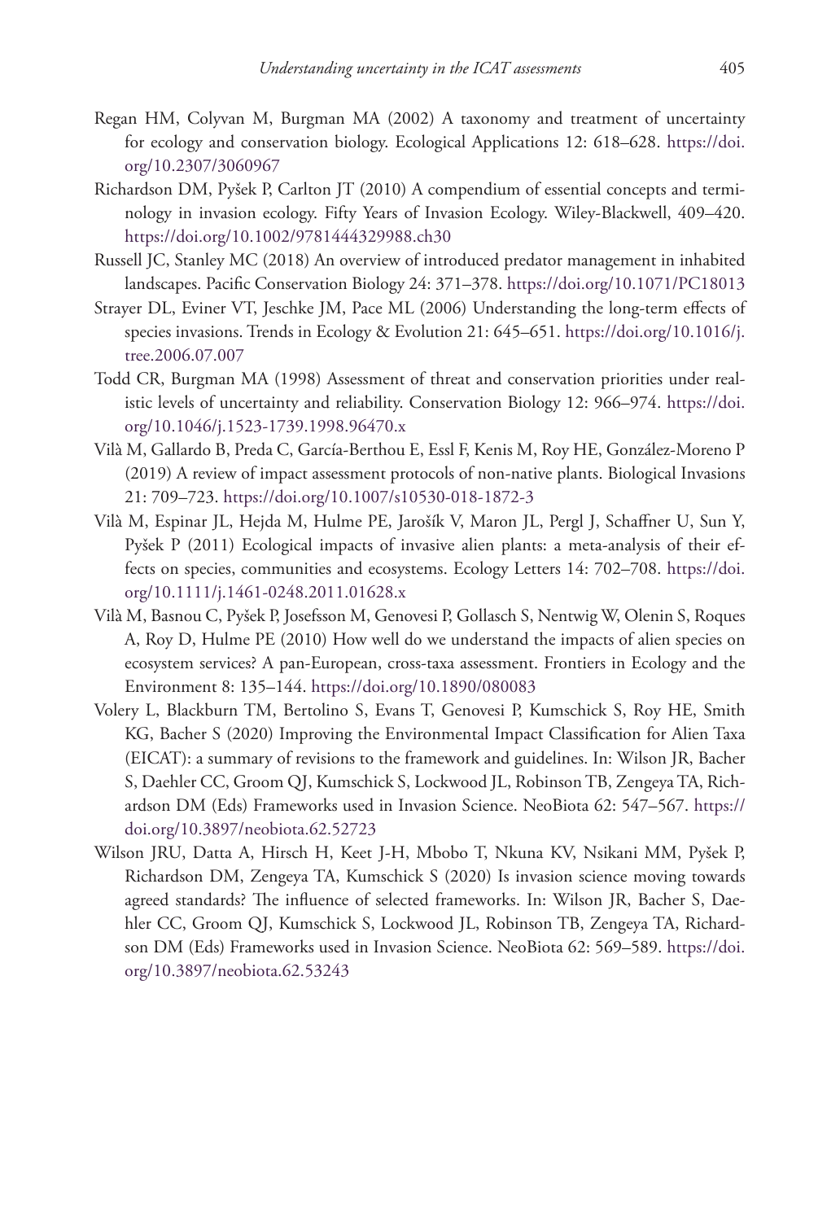Regan HM, Colyvan M, Burgman MA (2002) A taxonomy and treatment of uncertainty for ecology and conservation biology. Ecological Applications 12: 618–628. https://doi.org/10.2307/3060967

Richardson DM, Pyšek P, Carlton JT (2010) A compendium of essential concepts and terminology in invasion ecology. Fifty Years of Invasion Ecology. Wiley-Blackwell, 409–420. https://doi.org/10.1002/9781444329988.ch30

Russell JC, Stanley MC (2018) An overview of introduced predator management in inhabited landscapes. Pacific Conservation Biology 24: 371–378. https://doi.org/10.1071/PC18013

Strayer DL, Eviner VT, Jeschke JM, Pace ML (2006) Understanding the long-term effects of species invasions. Trends in Ecology & Evolution 21: 645–651. https://doi.org/10.1016/j.tree.2006.07.007

Todd CR, Burgman MA (1998) Assessment of threat and conservation priorities under realistic levels of uncertainty and reliability. Conservation Biology 12: 966–974. https://doi.org/10.1046/j.1523-1739.1998.96470.x

Vilà M, Gallardo B, Preda C, García-Berthou E, Essl F, Kenis M, Roy HE, González-Moreno P (2019) A review of impact assessment protocols of non-native plants. Biological Invasions 21: 709–723. https://doi.org/10.1007/s10530-018-1872-3

Vilà M, Espinar JL, Hejda M, Hulme PE, Jarošík V, Maron JL, Pergl J, Schaffner U, Sun Y, Pyšek P (2011) Ecological impacts of invasive alien plants: a meta-analysis of their effects on species, communities and ecosystems. Ecology Letters 14: 702–708. https://doi.org/10.1111/j.1461-0248.2011.01628.x

Vilà M, Basnou C, Pyšek P, Josefsson M, Genovesi P, Gollasch S, Nentwig W, Olenin S, Roques A, Roy D, Hulme PE (2010) How well do we understand the impacts of alien species on ecosystem services? A pan-European, cross-taxa assessment. Frontiers in Ecology and the Environment 8: 135–144. https://doi.org/10.1890/080083

Volery L, Blackburn TM, Bertolino S, Evans T, Genovesi P, Kumschick S, Roy HE, Smith KG, Bacher S (2020) Improving the Environmental Impact Classification for Alien Taxa (EICAT): a summary of revisions to the framework and guidelines. In: Wilson JR, Bacher S, Daehler CC, Groom QJ, Kumschick S, Lockwood JL, Robinson TB, Zengeya TA, Richardson DM (Eds) Frameworks used in Invasion Science. NeoBiota 62: 547–567. https://doi.org/10.3897/neobiota.62.52723

Wilson JRU, Datta A, Hirsch H, Keet J-H, Mbobo T, Nkuna KV, Nsikani MM, Pyšek P, Richardson DM, Zengeya TA, Kumschick S (2020) Is invasion science moving towards agreed standards? The influence of selected frameworks. In: Wilson JR, Bacher S, Daehler CC, Groom QJ, Kumschick S, Lockwood JL, Robinson TB, Zengeya TA, Richardson DM (Eds) Frameworks used in Invasion Science. NeoBiota 62: 569–589. https://doi.org/10.3897/neobiota.62.53243